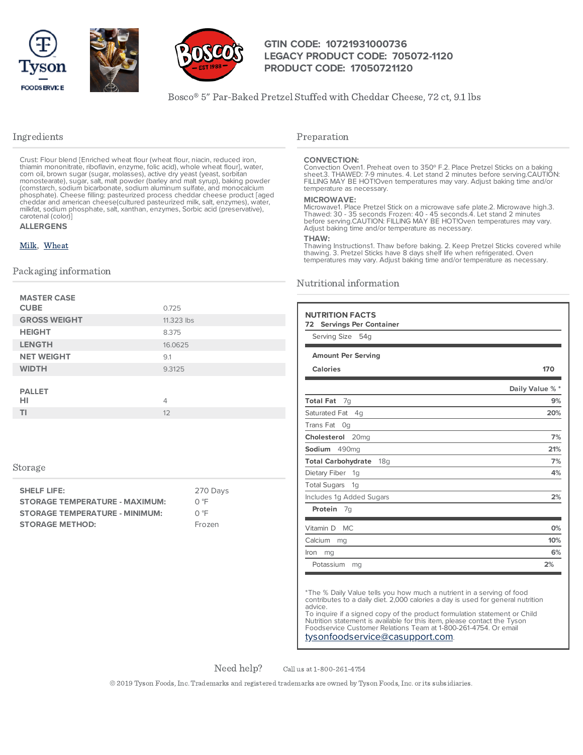GTIN CODE: 10721931000736
LEGACY PRODUCT CODE: 705072-1120
PRODUCT CODE: 17050721120

Bosco® 5" Par-Baked Pretzel Stuffed with Cheddar Cheese, 72 ct, 9.1 lbs

## Ingredients

Crust: Flour blend [Enriched wheat flour (wheat flour, niacin, reduced iron, thiamin mononitrate, riboflavin, enzyme, folic acid), whole wheat flour], water, corn oil, brown sugar (sugar, molasses), active dry yeast (yeast, sorbitan monostearate), sugar, salt, malt powder (barley and malt syrup), baking powder (cornstarch, sodium bicarbonate, sodium aluminum sulfate, and monocalcium phosphate). Cheese filling: pasteurized process cheddar cheese product [aged cheddar and american cheese(cultured pasteurized milk, salt, enzymes), water, milkfat, sodium phosphate, salt, xanthan, enzymes, Sorbic acid (preservative), carotenal (color)]

**ALLERGENS**

Milk, Wheat

## Packaging information

| MASTER CASE | |
|---|---|
| CUBE | 0.725 |
| GROSS WEIGHT | 11.323 lbs |
| HEIGHT | 8.375 |
| LENGTH | 16.0625 |
| NET WEIGHT | 9.1 |
| WIDTH | 9.3125 |

| PALLET | |
|---|---|
| HI | 4 |
| TI | 12 |

## Storage

| | |
|---|---|
| SHELF LIFE: | 270 Days |
| STORAGE TEMPERATURE - MAXIMUM: | 0 °F |
| STORAGE TEMPERATURE - MINIMUM: | 0 °F |
| STORAGE METHOD: | Frozen |

## Preparation

**CONVECTION:**
Convection Oven1. Preheat oven to 350º F.2. Place Pretzel Sticks on a baking sheet.3. THAWED: 7-9 minutes. 4. Let stand 2 minutes before serving.CAUTION: FILLING MAY BE HOT!Oven temperatures may vary. Adjust baking time and/or temperature as necessary.

**MICROWAVE:**
Microwave1. Place Pretzel Stick on a microwave safe plate.2. Microwave high.3. Thawed: 30 - 35 seconds Frozen: 40 - 45 seconds.4. Let stand 2 minutes before serving.CAUTION: FILLING MAY BE HOT!Oven temperatures may vary. Adjust baking time and/or temperature as necessary.

**THAW:**
Thawing Instructions1. Thaw before baking. 2. Keep Pretzel Sticks covered while thawing. 3. Pretzel Sticks have 8 days shelf life when refrigerated. Oven temperatures may vary. Adjust baking time and/or temperature as necessary.

## Nutritional information

**NUTRITION FACTS**
**72 Servings Per Container**
Serving Size 54g

**Amount Per Serving**

| | |
|---|---|
| **Calories** | **170** |
| | **Daily Value % \*** |
| **Total Fat** 7g | **9%** |
| Saturated Fat 4g | **20%** |
| Trans Fat 0g | |
| **Cholesterol** 20mg | **7%** |
| **Sodium** 490mg | **21%** |
| **Total Carbohydrate** 18g | **7%** |
| Dietary Fiber 1g | **4%** |
| Total Sugars 1g | |
| Includes 1g Added Sugars | **2%** |
| **Protein** 7g | |
| Vitamin D MC | **0%** |
| Calcium mg | **10%** |
| Iron mg | **6%** |
| Potassium mg | **2%** |

*The % Daily Value tells you how much a nutrient in a serving of food contributes to a daily diet. 2,000 calories a day is used for general nutrition advice.
To inquire if a signed copy of the product formulation statement or Child Nutrition statement is available for this item, please contact the Tyson Foodservice Customer Relations Team at 1-800-261-4754. Or email tysonfoodservice@casupport.com.

Need help? Call us at 1-800-261-4754

© 2019 Tyson Foods, Inc. Trademarks and registered trademarks are owned by Tyson Foods, Inc. or its subsidiaries.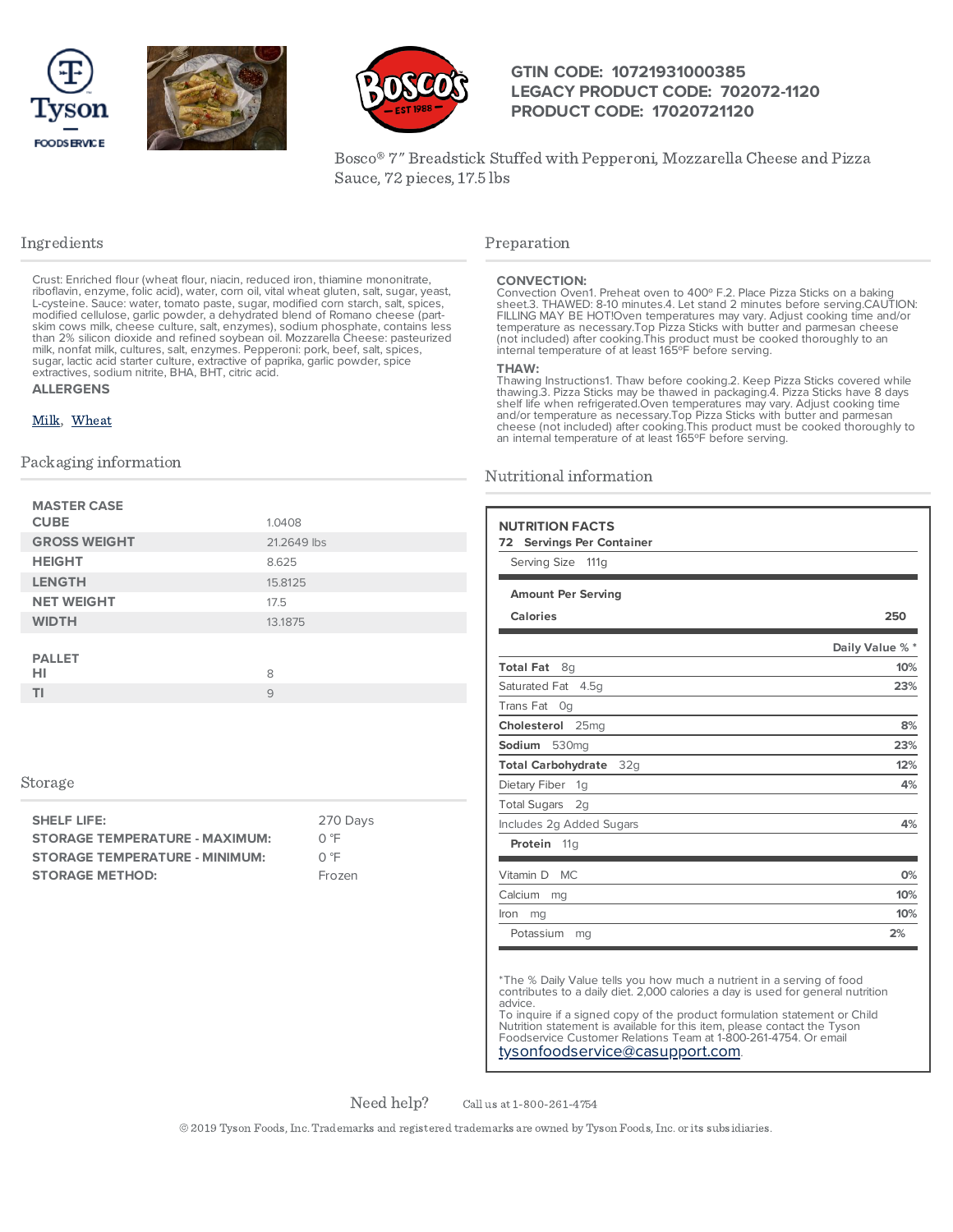**GTIN CODE: 10721931000385**
**LEGACY PRODUCT CODE: 702072-1120**
**PRODUCT CODE: 17020721120**

Bosco® 7" Breadstick Stuffed with Pepperoni, Mozzarella Cheese and Pizza Sauce, 72 pieces, 17.5 lbs

## Ingredients

Crust: Enriched flour (wheat flour, niacin, reduced iron, thiamine mononitrate, riboflavin, enzyme, folic acid), water, corn oil, vital wheat gluten, salt, sugar, yeast, L-cysteine. Sauce: water, tomato paste, sugar, modified corn starch, salt, spices, modified cellulose, garlic powder, a dehydrated blend of Romano cheese (part-skim cows milk, cheese culture, salt, enzymes), sodium phosphate, contains less than 2% silicon dioxide and refined soybean oil. Mozzarella Cheese: pasteurized milk, nonfat milk, cultures, salt, enzymes. Pepperoni: pork, beef, salt, spices, sugar, lactic acid starter culture, extractive of paprika, garlic powder, spice extractives, sodium nitrite, BHA, BHT, citric acid.

**ALLERGENS**

Milk, Wheat

## Packaging information

| | |
|---|---|
| **MASTER CASE CUBE** | 1.0408 |
| **GROSS WEIGHT** | 21.2649 lbs |
| **HEIGHT** | 8.625 |
| **LENGTH** | 15.8125 |
| **NET WEIGHT** | 17.5 |
| **WIDTH** | 13.1875 |

| | |
|---|---|
| **PALLET HI** | 8 |
| **TI** | 9 |

## Storage

| | |
|---|---|
| **SHELF LIFE:** | 270 Days |
| **STORAGE TEMPERATURE - MAXIMUM:** | 0 °F |
| **STORAGE TEMPERATURE - MINIMUM:** | 0 °F |
| **STORAGE METHOD:** | Frozen |

## Preparation

**CONVECTION:**
Convection Oven1. Preheat oven to 400º F.2. Place Pizza Sticks on a baking sheet.3. THAWED: 8-10 minutes.4. Let stand 2 minutes before serving.CAUTION: FILLING MAY BE HOT!Oven temperatures may vary. Adjust cooking time and/or temperature as necessary.Top Pizza Sticks with butter and parmesan cheese (not included) after cooking.This product must be cooked thoroughly to an internal temperature of at least 165ºF before serving.

**THAW:**
Thawing Instructions1. Thaw before cooking.2. Keep Pizza Sticks covered while thawing.3. Pizza Sticks may be thawed in packaging.4. Pizza Sticks have 8 days shelf life when refrigerated.Oven temperatures may vary. Adjust cooking time and/or temperature as necessary.Top Pizza Sticks with butter and parmesan cheese (not included) after cooking.This product must be cooked thoroughly to an internal temperature of at least 165ºF before serving.

## Nutritional information

**NUTRITION FACTS**
**72 Servings Per Container**
Serving Size 111g

| Amount Per Serving | |
|---|---|
| **Calories** | **250** |
| | **Daily Value % \*** |
| **Total Fat** 8g | **10%** |
| Saturated Fat 4.5g | **23%** |
| Trans Fat 0g | |
| **Cholesterol** 25mg | **8%** |
| **Sodium** 530mg | **23%** |
| **Total Carbohydrate** 32g | **12%** |
| Dietary Fiber 1g | **4%** |
| Total Sugars 2g | |
| Includes 2g Added Sugars | **4%** |
| **Protein** 11g | |
| Vitamin D MC | **0%** |
| Calcium mg | **10%** |
| Iron mg | **10%** |
| Potassium mg | **2%** |

\*The % Daily Value tells you how much a nutrient in a serving of food contributes to a daily diet. 2,000 calories a day is used for general nutrition advice.
To inquire if a signed copy of the product formulation statement or Child Nutrition statement is available for this item, please contact the Tyson Foodservice Customer Relations Team at 1-800-261-4754. Or email tysonfoodservice@casupport.com.

Need help? Call us at 1-800-261-4754

© 2019 Tyson Foods, Inc. Trademarks and registered trademarks are owned by Tyson Foods, Inc. or its subsidiaries.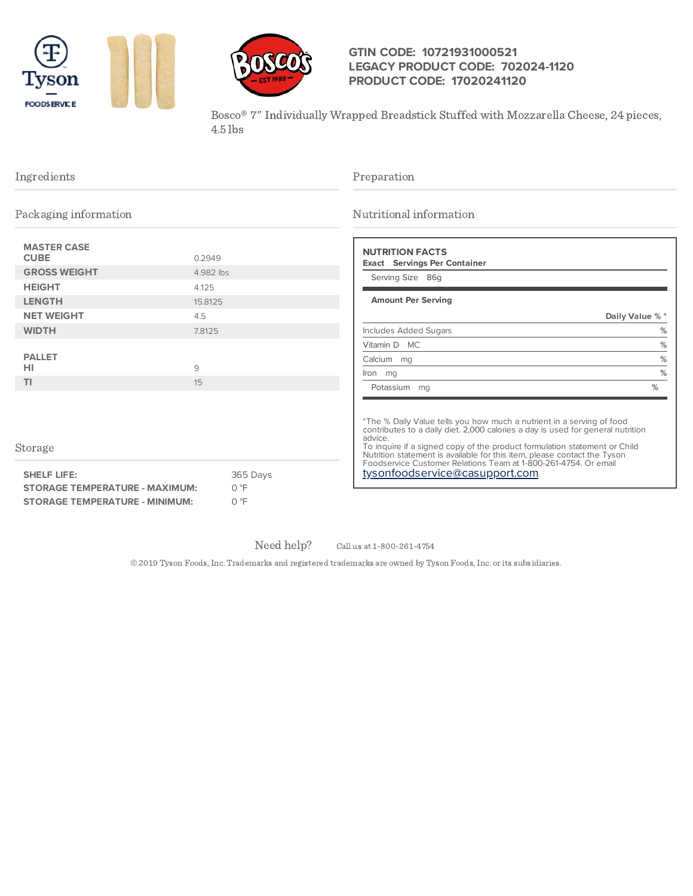GTIN CODE: 10721931000521
LEGACY PRODUCT CODE: 702024-1120
PRODUCT CODE: 17020241120

Bosco® 7" Individually Wrapped Breadstick Stuffed with Mozzarella Cheese, 24 pieces, 4.5 lbs

## Ingredients

## Preparation

## Packaging information

| | |
|---|---|
| MASTER CASE CUBE | 0.2949 |
| GROSS WEIGHT | 4.982 lbs |
| HEIGHT | 4.125 |
| LENGTH | 15.8125 |
| NET WEIGHT | 4.5 |
| WIDTH | 7.8125 |

| | |
|---|---|
| PALLET HI | 9 |
| TI | 15 |

## Nutritional information

**NUTRITION FACTS**

**Exact Servings Per Container**

Serving Size 86g

**Amount Per Serving**

| | Daily Value % * |
|---|---|
| Includes Added Sugars | % |
| Vitamin D MC | % |
| Calcium mg | % |
| Iron mg | % |
| Potassium mg | % |

*The % Daily Value tells you how much a nutrient in a serving of food contributes to a daily diet. 2,000 calories a day is used for general nutrition advice.
To inquire if a signed copy of the product formulation statement or Child Nutrition statement is available for this item, please contact the Tyson Foodservice Customer Relations Team at 1-800-261-4754. Or email tysonfoodservice@casupport.com.

## Storage

| | |
|---|---|
| SHELF LIFE: | 365 Days |
| STORAGE TEMPERATURE - MAXIMUM: | 0 °F |
| STORAGE TEMPERATURE - MINIMUM: | 0 °F |

Need help? Call us at 1-800-261-4754

© 2019 Tyson Foods, Inc. Trademarks and registered trademarks are owned by Tyson Foods, Inc. or its subsidiaries.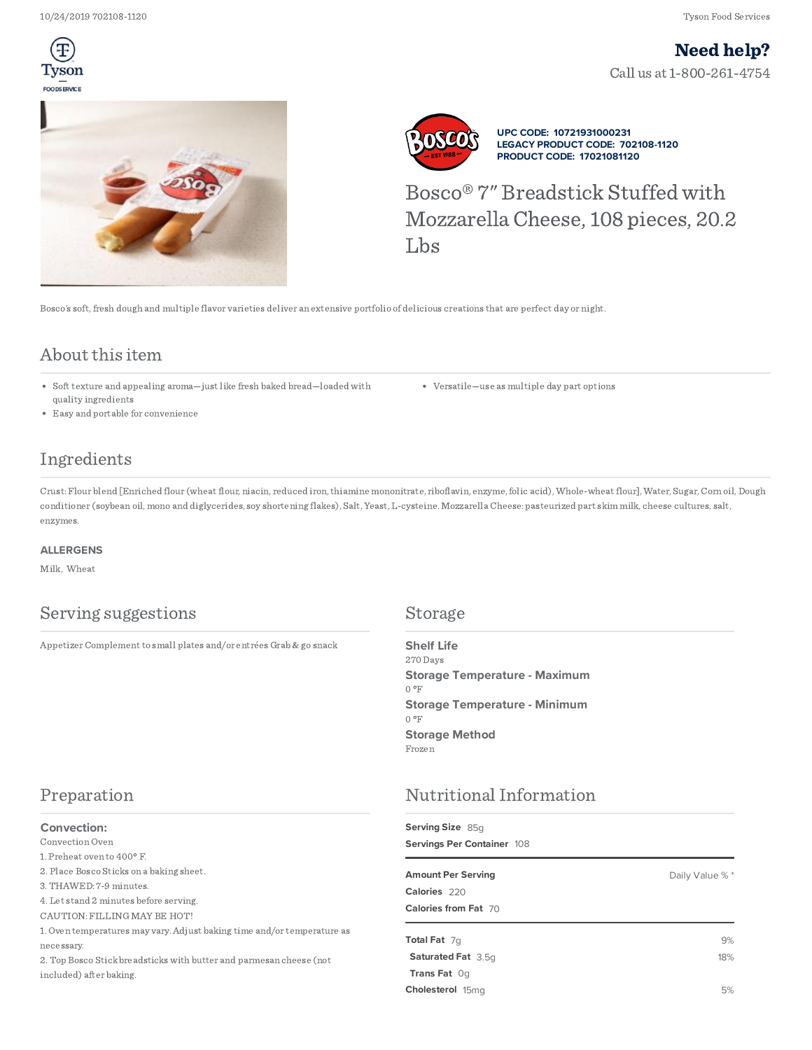**Need help?**

Call us at 1-800-261-4754

**UPC CODE: 10721931000231**
**LEGACY PRODUCT CODE: 702108-1120**
**PRODUCT CODE: 17021081120**

# Bosco® 7" Breadstick Stuffed with Mozzarella Cheese, 108 pieces, 20.2 Lbs

Bosco's soft, fresh dough and multiple flavor varieties deliver an extensive portfolio of delicious creations that are perfect day or night.

## About this item

- Soft texture and appealing aroma—just like fresh baked bread—loaded with quality ingredients
- Easy and portable for convenience
- Versatile—use as multiple day part options

## Ingredients

Crust: Flour blend [Enriched flour (wheat flour, niacin, reduced iron, thiamine mononitrate, riboflavin, enzyme, folic acid), Whole-wheat flour], Water, Sugar, Corn oil, Dough conditioner (soybean oil, mono and diglycerides, soy shortening flakes), Salt, Yeast, L-cysteine. Mozzarella Cheese: pasteurized part skim milk, cheese cultures, salt, enzymes.

**ALLERGENS**

Milk, Wheat

## Serving suggestions

Appetizer Complement to small plates and/or entrées Grab & go snack

## Storage

**Shelf Life**
270 Days

**Storage Temperature - Maximum**
0 °F

**Storage Temperature - Minimum**
0 °F

**Storage Method**
Frozen

## Preparation

**Convection:**

Convection Oven

1. Preheat oven to 400° F.
2. Place Bosco Sticks on a baking sheet.
3. THAWED: 7-9 minutes.
4. Let stand 2 minutes before serving.

CAUTION: FILLING MAY BE HOT!

1. Oven temperatures may vary. Adjust baking time and/or temperature as necessary.
2. Top Bosco Stick breadsticks with butter and parmesan cheese (not included) after baking.

## Nutritional Information

**Serving Size** 85g
**Servings Per Container** 108

| Amount Per Serving | Daily Value % * |
|---|---|
| **Calories** 220 | |
| **Calories from Fat** 70 | |
| **Total Fat** 7g | 9% |
| **Saturated Fat** 3.5g | 18% |
| **Trans Fat** 0g | |
| **Cholesterol** 15mg | 5% |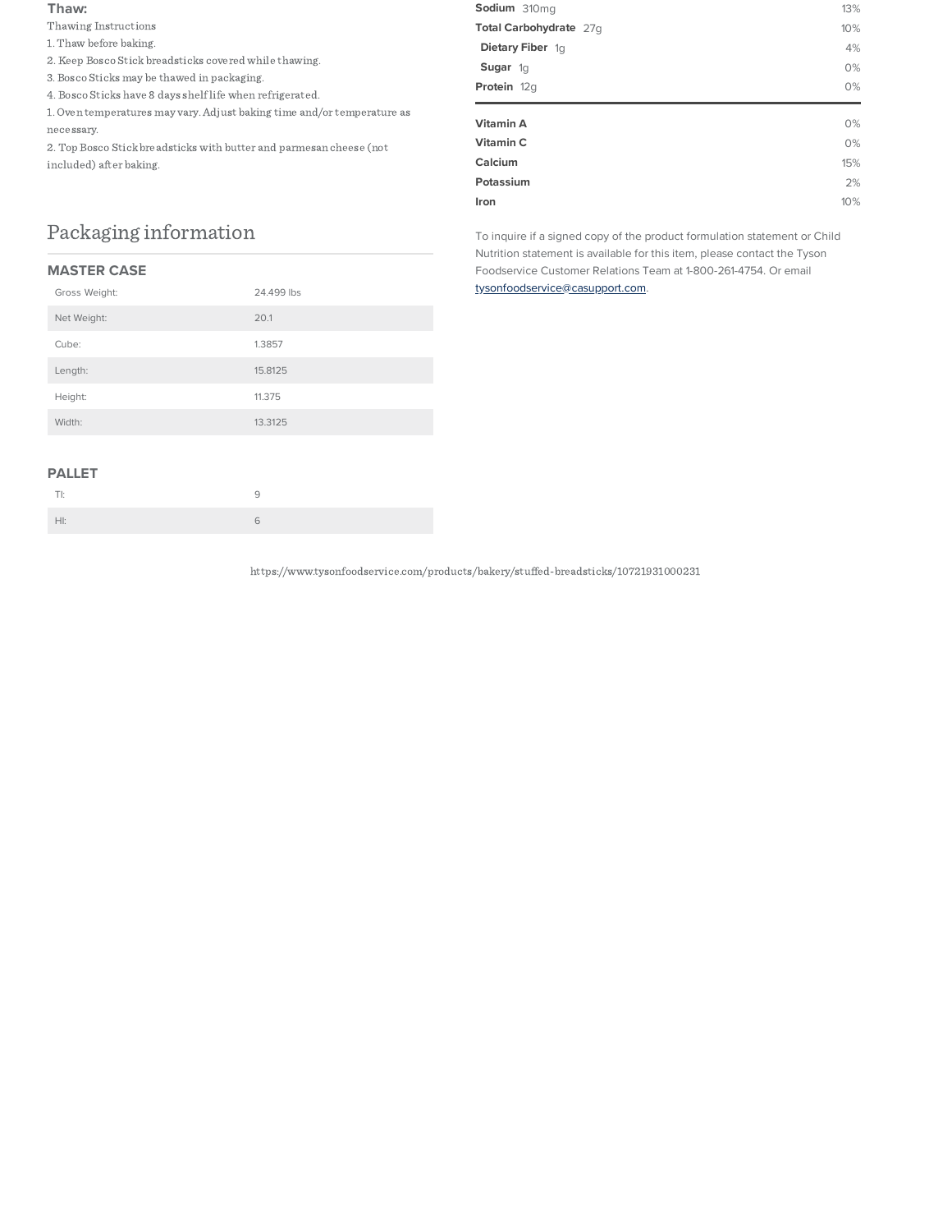### Thaw:

Thawing Instructions

1. Thaw before baking.
2. Keep Bosco Stick breadsticks covered while thawing.
3. Bosco Sticks may be thawed in packaging.
4. Bosco Sticks have 8 days shelf life when refrigerated.

1. Oven temperatures may vary. Adjust baking time and/or temperature as necessary.
2. Top Bosco Stick breadsticks with butter and parmesan cheese (not included) after baking.

## Packaging information

### MASTER CASE

| | |
|---|---|
| Gross Weight: | 24.499 lbs |
| Net Weight: | 20.1 |
| Cube: | 1.3857 |
| Length: | 15.8125 |
| Height: | 11.375 |
| Width: | 13.3125 |

### PALLET

| | |
|---|---|
| TI: | 9 |
| HI: | 6 |

| | |
|---|---|
| **Sodium** 310mg | 13% |
| **Total Carbohydrate** 27g | 10% |
| **Dietary Fiber** 1g | 4% |
| **Sugar** 1g | 0% |
| **Protein** 12g | 0% |
| **Vitamin A** | 0% |
| **Vitamin C** | 0% |
| **Calcium** | 15% |
| **Potassium** | 2% |
| **Iron** | 10% |

To inquire if a signed copy of the product formulation statement or Child Nutrition statement is available for this item, please contact the Tyson Foodservice Customer Relations Team at 1-800-261-4754. Or email tysonfoodservice@casupport.com.

https://www.tysonfoodservice.com/products/bakery/stuffed-breadsticks/10721931000231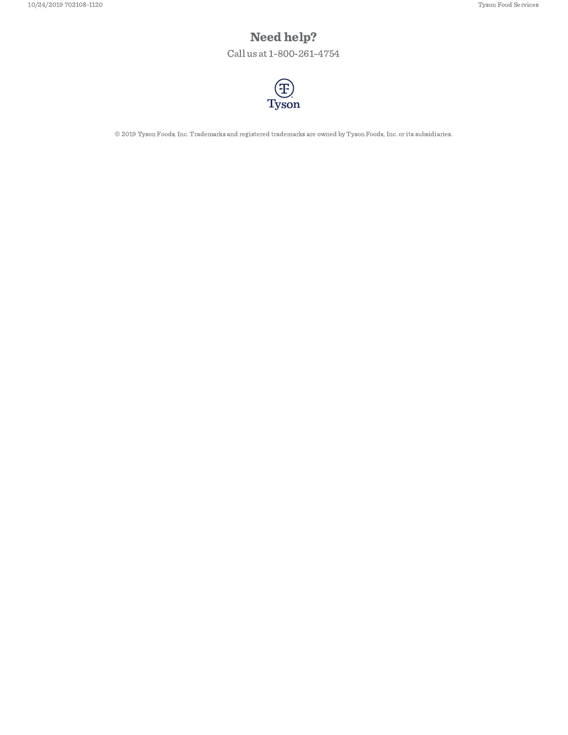## Need help?

Call us at 1-800-261-4754

Tyson

© 2019 Tyson Foods, Inc. Trademarks and registered trademarks are owned by Tyson Foods, Inc. or its subsidiaries.